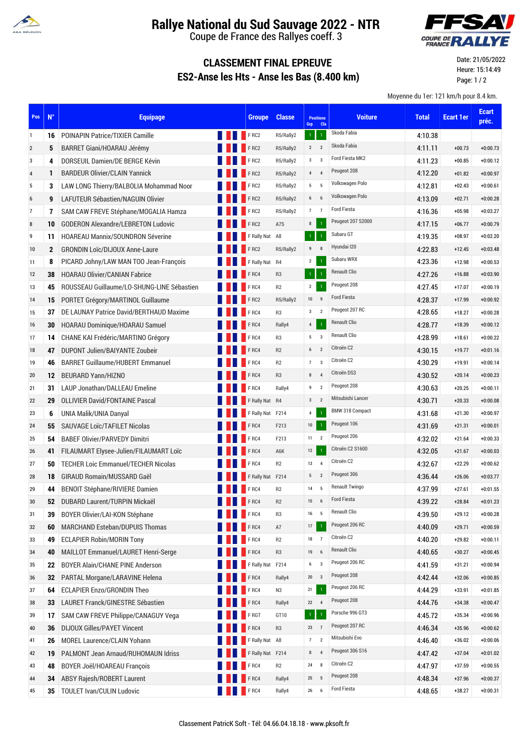# Rallye National du Sud Sauvage 2022 - NTR

Coupe de France des Rallyes coeff. 3

## CLASSEMENT FINAL EPREUVE
## ES2-Anse les Hts - Anse les Bas (8.400 km)

Date: 21/05/2022
Heure: 15:14:49

Moyenne du 1er: 121 km/h pour 8.4 km.

| Pos | N° | Equipage | Groupe | Classe | Positions Grp | Positions Cla | Voiture | Total | Ecart 1er | Ecart préc. |
|---|---|---|---|---|---|---|---|---|---|---|
| 1 | 16 | POINAPIN Patrice/TIXIER Camille | F RC2 | R5/Rally2 | 1 | 1 | Skoda Fabia | 4:10.38 | | |
| 2 | 5 | BARRET Giani/HOARAU Jérémy | F RC2 | R5/Rally2 | 2 | 2 | Skoda Fabia | 4:11.11 | +00.73 | +0:00.73 |
| 3 | 4 | DORSEUIL Damien/DE BERGE Kévin | F RC2 | R5/Rally2 | 3 | 3 | Ford Fiesta MK2 | 4:11.23 | +00.85 | +0:00.12 |
| 4 | 1 | BARDEUR Olivier/CLAIN Yannick | F RC2 | R5/Rally2 | 4 | 4 | Peugeot 208 | 4:12.20 | +01.82 | +0:00.97 |
| 5 | 3 | LAW LONG Thierry/BALBOLIA Mohammad Noor | F RC2 | R5/Rally2 | 5 | 5 | Volkswagen Polo | 4:12.81 | +02.43 | +0:00.61 |
| 6 | 9 | LAFUTEUR Sébastien/NAGUIN Olivier | F RC2 | R5/Rally2 | 6 | 6 | Volkswagen Polo | 4:13.09 | +02.71 | +0:00.28 |
| 7 | 7 | SAM CAW FREVE Stéphane/MOGALIA Hamza | F RC2 | R5/Rally2 | 7 | 7 | Ford Fiesta | 4:16.36 | +05.98 | +0:03.27 |
| 8 | 10 | GODERON Alexandre/LEBRETON Ludovic | F RC2 | A7S | 8 | 1 | Peugeot 207 S2000 | 4:17.15 | +06.77 | +0:00.79 |
| 9 | 11 | HOAREAU Mannix/SOUNDRON Séverine | F Rally Nat | A8 | 1 | 1 | Subaru GT | 4:19.35 | +08.97 | +0:02.20 |
| 10 | 2 | GRONDIN Loïc/DIJOUX Anne-Laure | F RC2 | R5/Rally2 | 9 | 8 | Hyundai I20 | 4:22.83 | +12.45 | +0:03.48 |
| 11 | 8 | PICARD Johny/LAW MAN TOO Jean-François | F Rally Nat | R4 | 2 | 1 | Subaru WRX | 4:23.36 | +12.98 | +0:00.53 |
| 12 | 38 | HOARAU Olivier/CANIAN Fabrice | F RC4 | R3 | 1 | 1 | Renault Clio | 4:27.26 | +16.88 | +0:03.90 |
| 13 | 45 | ROUSSEAU Guillaume/LO-SHUNG-LINE Sébastien | F RC4 | R2 | 2 | 1 | Peugeot 208 | 4:27.45 | +17.07 | +0:00.19 |
| 14 | 15 | PORTET Grégory/MARTINOL Guillaume | F RC2 | R5/Rally2 | 10 | 9 | Ford Fiesta | 4:28.37 | +17.99 | +0:00.92 |
| 15 | 37 | DE LAUNAY Patrice David/BERTHAUD Maxime | F RC4 | R3 | 3 | 2 | Peugeot 207 RC | 4:28.65 | +18.27 | +0:00.28 |
| 16 | 30 | HOARAU Dominique/HOARAU Samuel | F RC4 | Rally4 | 4 | 1 | Renault Clio | 4:28.77 | +18.39 | +0:00.12 |
| 17 | 14 | CHANE KAI Frédéric/MARTINO Grégory | F RC4 | R3 | 5 | 3 | Renault Clio | 4:28.99 | +18.61 | +0:00.22 |
| 18 | 47 | DUPONT Julien/BAIYANTE Zoubeir | F RC4 | R2 | 6 | 2 | Citroën C2 | 4:30.15 | +19.77 | +0:01.16 |
| 19 | 46 | BARRET Guillaume/HUBERT Emmanuel | F RC4 | R2 | 7 | 3 | Citroën C2 | 4:30.29 | +19.91 | +0:00.14 |
| 20 | 12 | BEURARD Yann/HIZNO | F RC4 | R3 | 8 | 4 | Citroën DS3 | 4:30.52 | +20.14 | +0:00.23 |
| 21 | 31 | LAUP Jonathan/DALLEAU Emeline | F RC4 | Rally4 | 9 | 2 | Peugeot 208 | 4:30.63 | +20.25 | +0:00.11 |
| 22 | 29 | OLLIVIER David/FONTAINE Pascal | F Rally Nat | R4 | 3 | 2 | Mitsubishi Lancer | 4:30.71 | +20.33 | +0:00.08 |
| 23 | 6 | UNIA Malik/UNIA Danyal | F Rally Nat | F214 | 4 | 1 | BMW 318 Compact | 4:31.68 | +21.30 | +0:00.97 |
| 24 | 55 | SAUVAGE Loïc/TAFILET Nicolas | F RC4 | F213 | 10 | 1 | Peugeot 106 | 4:31.69 | +21.31 | +0:00.01 |
| 25 | 54 | BABEF Olivier/PARVEDY Dimitri | F RC4 | F213 | 11 | 2 | Peugeot 206 | 4:32.02 | +21.64 | +0:00.33 |
| 26 | 41 | FILAUMART Elysee-Julien/FILAUMART Loïc | F RC4 | A6K | 12 | 1 | Citroën C2 S1600 | 4:32.05 | +21.67 | +0:00.03 |
| 27 | 50 | TECHER Loic Emmanuel/TECHER Nicolas | F RC4 | R2 | 13 | 4 | Citroën C2 | 4:32.67 | +22.29 | +0:00.62 |
| 28 | 18 | GIRAUD Romain/MUSSARD Gaël | F Rally Nat | F214 | 5 | 2 | Peugeot 306 | 4:36.44 | +26.06 | +0:03.77 |
| 29 | 44 | BENOIT Stéphane/RIVIERE Damien | F RC4 | R2 | 14 | 5 | Renault Twingo | 4:37.99 | +27.61 | +0:01.55 |
| 30 | 52 | DUBARD Laurent/TURPIN Mickaël | F RC4 | R2 | 15 | 6 | Ford Fiesta | 4:39.22 | +28.84 | +0:01.23 |
| 31 | 39 | BOYER Olivier/LAI-KON Stéphane | F RC4 | R3 | 16 | 5 | Renault Clio | 4:39.50 | +29.12 | +0:00.28 |
| 32 | 60 | MARCHAND Esteban/DUPUIS Thomas | F RC4 | A7 | 17 | 1 | Peugeot 206 RC | 4:40.09 | +29.71 | +0:00.59 |
| 33 | 49 | ECLAPIER Robin/MORIN Tony | F RC4 | R2 | 18 | 7 | Citroën C2 | 4:40.20 | +29.82 | +0:00.11 |
| 34 | 40 | MAILLOT Emmanuel/LAURET Henri-Serge | F RC4 | R3 | 19 | 6 | Renault Clio | 4:40.65 | +30.27 | +0:00.45 |
| 35 | 22 | BOYER Alain/CHANE PINE Anderson | F Rally Nat | F214 | 6 | 3 | Peugeot 206 RC | 4:41.59 | +31.21 | +0:00.94 |
| 36 | 32 | PARTAL Morgane/LARAVINE Helena | F RC4 | Rally4 | 20 | 3 | Peugeot 208 | 4:42.44 | +32.06 | +0:00.85 |
| 37 | 64 | ECLAPIER Enzo/GRONDIN Theo | F RC4 | N3 | 21 | 1 | Peugeot 206 RC | 4:44.29 | +33.91 | +0:01.85 |
| 38 | 33 | LAURET Franck/GINESTRE Sébastien | F RC4 | Rally4 | 22 | 4 | Peugeot 208 | 4:44.76 | +34.38 | +0:00.47 |
| 39 | 17 | SAM CAW FREVE Philippe/CANAGUY Vega | F RGT | GT10 | 1 | 1 | Porsche 996 GT3 | 4:45.72 | +35.34 | +0:00.96 |
| 40 | 36 | DIJOUX Gilles/PAYET Vincent | F RC4 | R3 | 23 | 7 | Peugeot 207 RC | 4:46.34 | +35.96 | +0:00.62 |
| 41 | 26 | MOREL Laurence/CLAIN Yohann | F Rally Nat | A8 | 7 | 2 | Mitsubishi Evo | 4:46.40 | +36.02 | +0:00.06 |
| 42 | 19 | PALMONT Jean Arnaud/RUHOMAUN Idriss | F Rally Nat | F214 | 8 | 4 | Peugeot 306 S16 | 4:47.42 | +37.04 | +0:01.02 |
| 43 | 48 | BOYER Joël/HOAREAU François | F RC4 | R2 | 24 | 8 | Citroën C2 | 4:47.97 | +37.59 | +0:00.55 |
| 44 | 34 | ABSY Rajesh/ROBERT Laurent | F RC4 | Rally4 | 25 | 5 | Peugeot 208 | 4:48.34 | +37.96 | +0:00.37 |
| 45 | 35 | TOULET Ivan/CULIN Ludovic | F RC4 | Rally4 | 26 | 6 | Ford Fiesta | 4:48.65 | +38.27 | +0:00.31 |

Classement PatricK Soft - Tél: 04.66.04.18.18 - www.pksoft.fr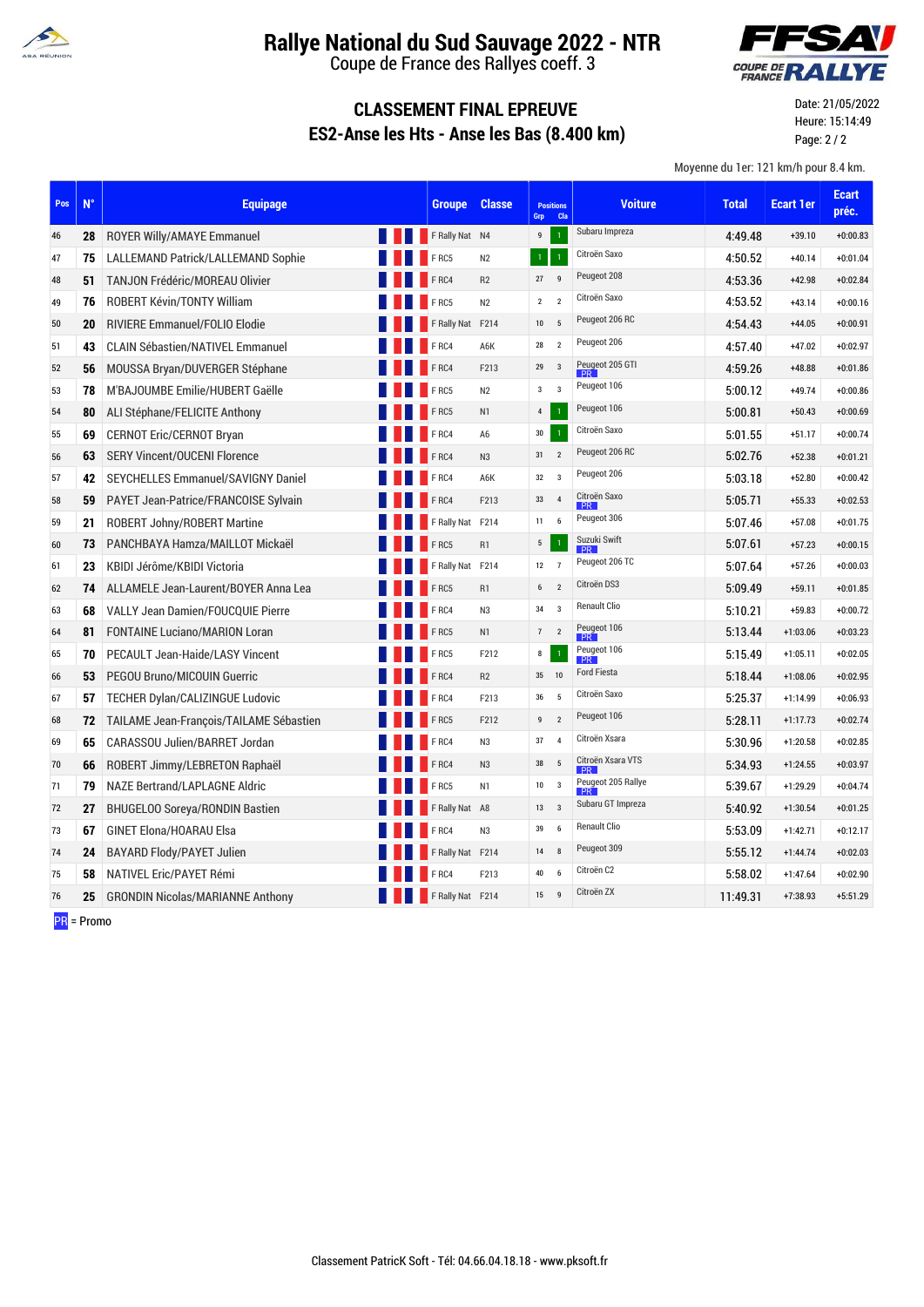# Rallye National du Sud Sauvage 2022 - NTR

Coupe de France des Rallyes coeff. 3

## CLASSEMENT FINAL EPREUVE

## ES2-Anse les Hts - Anse les Bas (8.400 km)

Date: 21/05/2022
Heure: 15:14:49

Moyenne du 1er: 121 km/h pour 8.4 km.

| Pos | N° | Equipage | Groupe | Classe | Positions Grp | Positions Cla | Voiture | Total | Ecart 1er | Ecart préc. |
|---|---|---|---|---|---|---|---|---|---|---|
| 46 | 28 | ROYER Willy/AMAYE Emmanuel | F Rally Nat | N4 | 9 | 1 | Subaru Impreza | 4:49.48 | +39.10 | +0:00.83 |
| 47 | 75 | LALLEMAND Patrick/LALLEMAND Sophie | F RC5 | N2 | 1 | 1 | Citroën Saxo | 4:50.52 | +40.14 | +0:01.04 |
| 48 | 51 | TANJON Frédéric/MOREAU Olivier | F RC4 | R2 | 27 | 9 | Peugeot 208 | 4:53.36 | +42.98 | +0:02.84 |
| 49 | 76 | ROBERT Kévin/TONTY William | F RC5 | N2 | 2 | 2 | Citroën Saxo | 4:53.52 | +43.14 | +0:00.16 |
| 50 | 20 | RIVIERE Emmanuel/FOLIO Elodie | F Rally Nat | F214 | 10 | 5 | Peugeot 206 RC | 4:54.43 | +44.05 | +0:00.91 |
| 51 | 43 | CLAIN Sébastien/NATIVEL Emmanuel | F RC4 | A6K | 28 | 2 | Peugeot 206 | 4:57.40 | +47.02 | +0:02.97 |
| 52 | 56 | MOUSSA Bryan/DUVERGER Stéphane | F RC4 | F213 | 29 | 3 | Peugeot 205 GTI PR | 4:59.26 | +48.88 | +0:01.86 |
| 53 | 78 | M'BAJOUMBE Emilie/HUBERT Gaëlle | F RC5 | N2 | 3 | 3 | Peugeot 106 | 5:00.12 | +49.74 | +0:00.86 |
| 54 | 80 | ALI Stéphane/FELICITE Anthony | F RC5 | N1 | 4 | 1 | Peugeot 106 | 5:00.81 | +50.43 | +0:00.69 |
| 55 | 69 | CERNOT Eric/CERNOT Bryan | F RC4 | A6 | 30 | 1 | Citroën Saxo | 5:01.55 | +51.17 | +0:00.74 |
| 56 | 63 | SERY Vincent/OUCENI Florence | F RC4 | N3 | 31 | 2 | Peugeot 206 RC | 5:02.76 | +52.38 | +0:01.21 |
| 57 | 42 | SEYCHELLES Emmanuel/SAVIGNY Daniel | F RC4 | A6K | 32 | 3 | Peugeot 206 | 5:03.18 | +52.80 | +0:00.42 |
| 58 | 59 | PAYET Jean-Patrice/FRANCOISE Sylvain | F RC4 | F213 | 33 | 4 | Citroën Saxo PR | 5:05.71 | +55.33 | +0:02.53 |
| 59 | 21 | ROBERT Johny/ROBERT Martine | F Rally Nat | F214 | 11 | 6 | Peugeot 306 | 5:07.46 | +57.08 | +0:01.75 |
| 60 | 73 | PANCHBAYA Hamza/MAILLOT Mickaël | F RC5 | R1 | 5 | 1 | Suzuki Swift PR | 5:07.61 | +57.23 | +0:00.15 |
| 61 | 23 | KBIDI Jérôme/KBIDI Victoria | F Rally Nat | F214 | 12 | 7 | Peugeot 206 TC | 5:07.64 | +57.26 | +0:00.03 |
| 62 | 74 | ALLAMELE Jean-Laurent/BOYER Anna Lea | F RC5 | R1 | 6 | 2 | Citroën DS3 | 5:09.49 | +59.11 | +0:01.85 |
| 63 | 68 | VALLY Jean Damien/FOUCQUIE Pierre | F RC4 | N3 | 34 | 3 | Renault Clio | 5:10.21 | +59.83 | +0:00.72 |
| 64 | 81 | FONTAINE Luciano/MARION Loran | F RC5 | N1 | 7 | 2 | Peugeot 106 PR | 5:13.44 | +1:03.06 | +0:03.23 |
| 65 | 70 | PECAULT Jean-Haide/LASY Vincent | F RC5 | F212 | 8 | 1 | Peugeot 106 PR | 5:15.49 | +1:05.11 | +0:02.05 |
| 66 | 53 | PEGOU Bruno/MICOUIN Guerric | F RC4 | R2 | 35 | 10 | Ford Fiesta | 5:18.44 | +1:08.06 | +0:02.95 |
| 67 | 57 | TECHER Dylan/CALIZINGUE Ludovic | F RC4 | F213 | 36 | 5 | Citroën Saxo | 5:25.37 | +1:14.99 | +0:06.93 |
| 68 | 72 | TAILAME Jean-François/TAILAME Sébastien | F RC5 | F212 | 9 | 2 | Peugeot 106 | 5:28.11 | +1:17.73 | +0:02.74 |
| 69 | 65 | CARASSOU Julien/BARRET Jordan | F RC4 | N3 | 37 | 4 | Citroën Xsara | 5:30.96 | +1:20.58 | +0:02.85 |
| 70 | 66 | ROBERT Jimmy/LEBRETON Raphaël | F RC4 | N3 | 38 | 5 | Citroën Xsara VTS PR | 5:34.93 | +1:24.55 | +0:03.97 |
| 71 | 79 | NAZE Bertrand/LAPLAGNE Aldric | F RC5 | N1 | 10 | 3 | Peugeot 205 Rallye PR | 5:39.67 | +1:29.29 | +0:04.74 |
| 72 | 27 | BHUGELOO Soreya/RONDIN Bastien | F Rally Nat | A8 | 13 | 3 | Subaru GT Impreza | 5:40.92 | +1:30.54 | +0:01.25 |
| 73 | 67 | GINET Elona/HOARAU Elsa | F RC4 | N3 | 39 | 6 | Renault Clio | 5:53.09 | +1:42.71 | +0:12.17 |
| 74 | 24 | BAYARD Flody/PAYET Julien | F Rally Nat | F214 | 14 | 8 | Peugeot 309 | 5:55.12 | +1:44.74 | +0:02.03 |
| 75 | 58 | NATIVEL Eric/PAYET Rémi | F RC4 | F213 | 40 | 6 | Citroën C2 | 5:58.02 | +1:47.64 | +0:02.90 |
| 76 | 25 | GRONDIN Nicolas/MARIANNE Anthony | F Rally Nat | F214 | 15 | 9 | Citroën ZX | 11:49.31 | +7:38.93 | +5:51.29 |

PR = Promo

Classement PatricK Soft - Tél: 04.66.04.18.18 - www.pksoft.fr